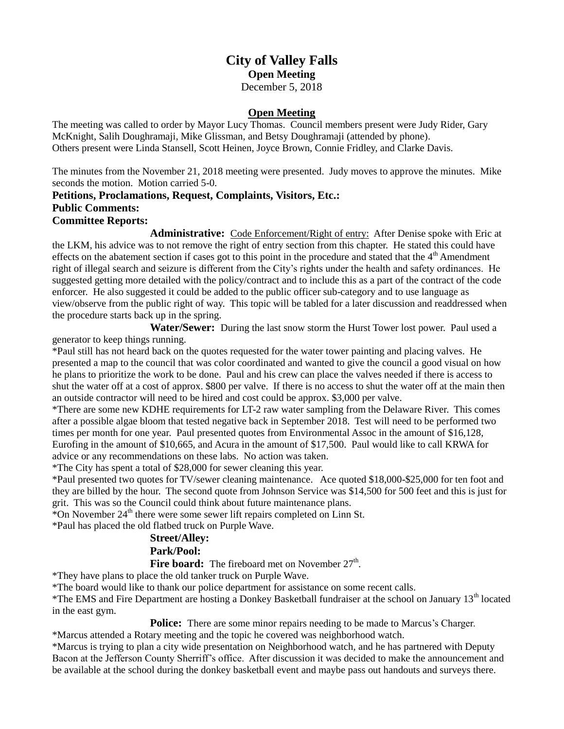# City of Valley Falls

**Open Meeting**

December 5, 2018

## Open Meeting

The meeting was called to order by Mayor Lucy Thomas. Council members present were Judy Rider, Gary McKnight, Salih Doughramaji, Mike Glissman, and Betsy Doughramaji (attended by phone). Others present were Linda Stansell, Scott Heinen, Joyce Brown, Connie Fridley, and Clarke Davis.

The minutes from the November 21, 2018 meeting were presented. Judy moves to approve the minutes. Mike seconds the motion. Motion carried 5-0.

**Petitions, Proclamations, Request, Complaints, Visitors, Etc.:**

**Public Comments:**

**Committee Reports:**

**Administrative:** Code Enforcement/Right of entry: After Denise spoke with Eric at the LKM, his advice was to not remove the right of entry section from this chapter. He stated this could have effects on the abatement section if cases got to this point in the procedure and stated that the 4th Amendment right of illegal search and seizure is different from the City's rights under the health and safety ordinances. He suggested getting more detailed with the policy/contract and to include this as a part of the contract of the code enforcer. He also suggested it could be added to the public officer sub-category and to use language as view/observe from the public right of way. This topic will be tabled for a later discussion and readdressed when the procedure starts back up in the spring.

**Water/Sewer:** During the last snow storm the Hurst Tower lost power. Paul used a generator to keep things running.

*Paul still has not heard back on the quotes requested for the water tower painting and placing valves. He presented a map to the council that was color coordinated and wanted to give the council a good visual on how he plans to prioritize the work to be done. Paul and his crew can place the valves needed if there is access to shut the water off at a cost of approx. $800 per valve. If there is no access to shut the water off at the main then an outside contractor will need to be hired and cost could be approx. $3,000 per valve.

*There are some new KDHE requirements for LT-2 raw water sampling from the Delaware River. This comes after a possible algae bloom that tested negative back in September 2018. Test will need to be performed two times per month for one year. Paul presented quotes from Environmental Assoc in the amount of $16,128, Eurofing in the amount of $10,665, and Acura in the amount of $17,500. Paul would like to call KRWA for advice or any recommendations on these labs. No action was taken.

*The City has spent a total of $28,000 for sewer cleaning this year.

*Paul presented two quotes for TV/sewer cleaning maintenance. Ace quoted $18,000-$25,000 for ten foot and they are billed by the hour. The second quote from Johnson Service was $14,500 for 500 feet and this is just for grit. This was so the Council could think about future maintenance plans.

*On November 24th there were some sewer lift repairs completed on Linn St.

*Paul has placed the old flatbed truck on Purple Wave.

**Street/Alley:**

**Park/Pool:**

**Fire board:** The fireboard met on November 27th.

*They have plans to place the old tanker truck on Purple Wave.

*The board would like to thank our police department for assistance on some recent calls.

*The EMS and Fire Department are hosting a Donkey Basketball fundraiser at the school on January 13th located in the east gym.

**Police:** There are some minor repairs needing to be made to Marcus's Charger.

*Marcus attended a Rotary meeting and the topic he covered was neighborhood watch.

*Marcus is trying to plan a city wide presentation on Neighborhood watch, and he has partnered with Deputy Bacon at the Jefferson County Sherriff's office. After discussion it was decided to make the announcement and be available at the school during the donkey basketball event and maybe pass out handouts and surveys there.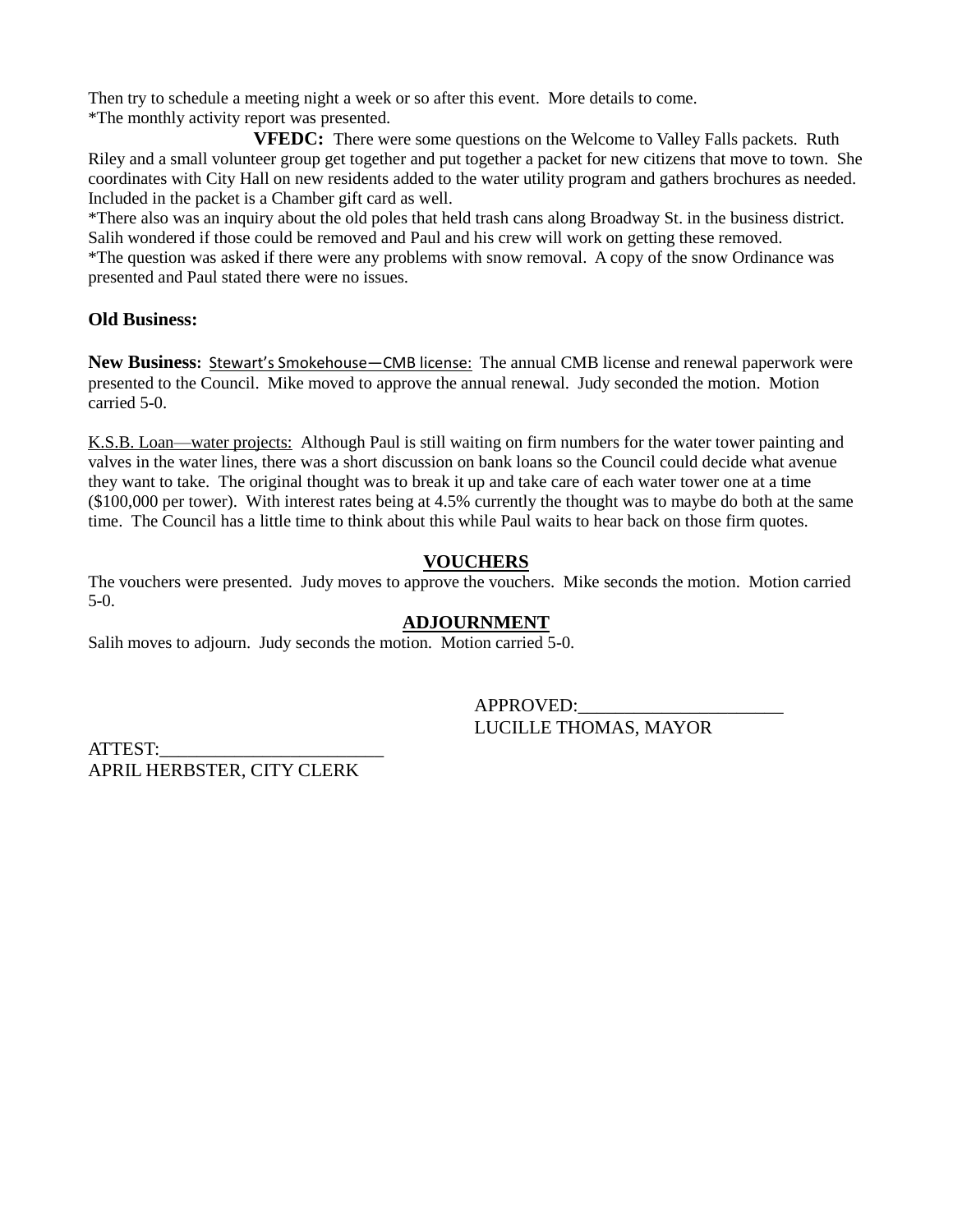Then try to schedule a meeting night a week or so after this event. More details to come.
*The monthly activity report was presented.

**VFEDC:** There were some questions on the Welcome to Valley Falls packets. Ruth Riley and a small volunteer group get together and put together a packet for new citizens that move to town. She coordinates with City Hall on new residents added to the water utility program and gathers brochures as needed. Included in the packet is a Chamber gift card as well.
*There also was an inquiry about the old poles that held trash cans along Broadway St. in the business district. Salih wondered if those could be removed and Paul and his crew will work on getting these removed.
*The question was asked if there were any problems with snow removal. A copy of the snow Ordinance was presented and Paul stated there were no issues.

**Old Business:**

**New Business:** Stewart's Smokehouse—CMB license: The annual CMB license and renewal paperwork were presented to the Council. Mike moved to approve the annual renewal. Judy seconded the motion. Motion carried 5-0.

K.S.B. Loan—water projects: Although Paul is still waiting on firm numbers for the water tower painting and valves in the water lines, there was a short discussion on bank loans so the Council could decide what avenue they want to take. The original thought was to break it up and take care of each water tower one at a time ($100,000 per tower). With interest rates being at 4.5% currently the thought was to maybe do both at the same time. The Council has a little time to think about this while Paul waits to hear back on those firm quotes.

## VOUCHERS

The vouchers were presented. Judy moves to approve the vouchers. Mike seconds the motion. Motion carried 5-0.

## ADJOURNMENT

Salih moves to adjourn. Judy seconds the motion. Motion carried 5-0.

APPROVED:______________________
LUCILLE THOMAS, MAYOR

ATTEST:________________________
APRIL HERBSTER, CITY CLERK